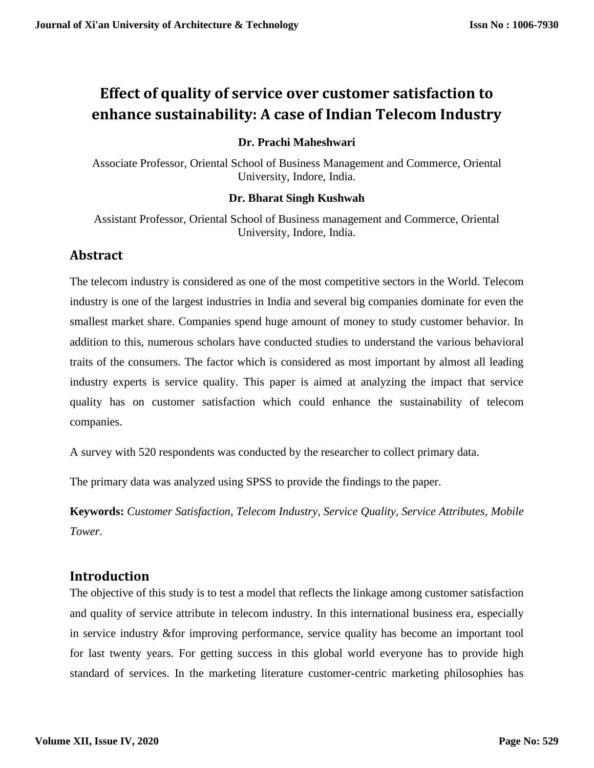# Effect of quality of service over customer satisfaction to enhance sustainability: A case of Indian Telecom Industry

**Dr. Prachi Maheshwari**

Associate Professor, Oriental School of Business Management and Commerce, Oriental University, Indore, India.

**Dr. Bharat Singh Kushwah**

Assistant Professor, Oriental School of Business management and Commerce, Oriental University, Indore, India.

## Abstract

The telecom industry is considered as one of the most competitive sectors in the World. Telecom industry is one of the largest industries in India and several big companies dominate for even the smallest market share. Companies spend huge amount of money to study customer behavior. In addition to this, numerous scholars have conducted studies to understand the various behavioral traits of the consumers. The factor which is considered as most important by almost all leading industry experts is service quality. This paper is aimed at analyzing the impact that service quality has on customer satisfaction which could enhance the sustainability of telecom companies.

A survey with 520 respondents was conducted by the researcher to collect primary data.

The primary data was analyzed using SPSS to provide the findings to the paper.

**Keywords:** *Customer Satisfaction, Telecom Industry, Service Quality, Service Attributes, Mobile Tower.*

## Introduction

The objective of this study is to test a model that reflects the linkage among customer satisfaction and quality of service attribute in telecom industry. In this international business era, especially in service industry &for improving performance, service quality has become an important tool for last twenty years. For getting success in this global world everyone has to provide high standard of services. In the marketing literature customer-centric marketing philosophies has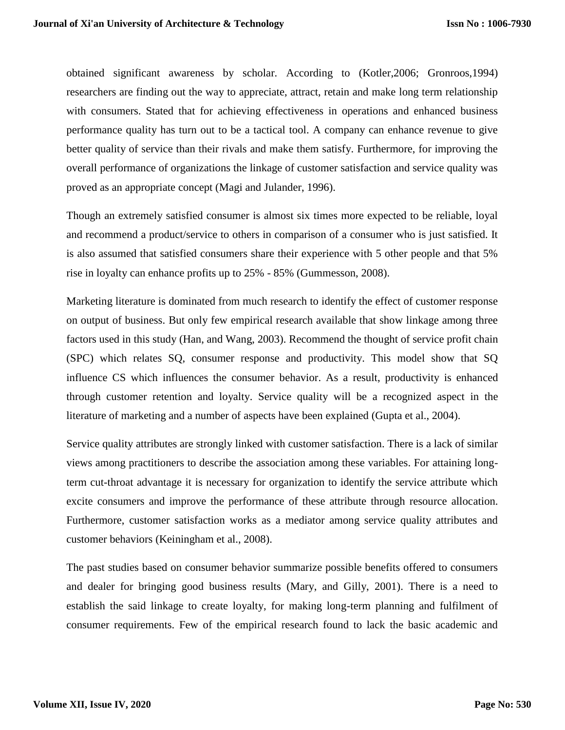obtained significant awareness by scholar. According to (Kotler,2006; Gronroos,1994) researchers are finding out the way to appreciate, attract, retain and make long term relationship with consumers. Stated that for achieving effectiveness in operations and enhanced business performance quality has turn out to be a tactical tool. A company can enhance revenue to give better quality of service than their rivals and make them satisfy. Furthermore, for improving the overall performance of organizations the linkage of customer satisfaction and service quality was proved as an appropriate concept (Magi and Julander, 1996).

Though an extremely satisfied consumer is almost six times more expected to be reliable, loyal and recommend a product/service to others in comparison of a consumer who is just satisfied. It is also assumed that satisfied consumers share their experience with 5 other people and that 5% rise in loyalty can enhance profits up to 25% - 85% (Gummesson, 2008).

Marketing literature is dominated from much research to identify the effect of customer response on output of business. But only few empirical research available that show linkage among three factors used in this study (Han, and Wang, 2003). Recommend the thought of service profit chain (SPC) which relates SQ, consumer response and productivity. This model show that SQ influence CS which influences the consumer behavior. As a result, productivity is enhanced through customer retention and loyalty. Service quality will be a recognized aspect in the literature of marketing and a number of aspects have been explained (Gupta et al., 2004).

Service quality attributes are strongly linked with customer satisfaction. There is a lack of similar views among practitioners to describe the association among these variables. For attaining long-term cut-throat advantage it is necessary for organization to identify the service attribute which excite consumers and improve the performance of these attribute through resource allocation. Furthermore, customer satisfaction works as a mediator among service quality attributes and customer behaviors (Keiningham et al., 2008).

The past studies based on consumer behavior summarize possible benefits offered to consumers and dealer for bringing good business results (Mary, and Gilly, 2001). There is a need to establish the said linkage to create loyalty, for making long-term planning and fulfilment of consumer requirements. Few of the empirical research found to lack the basic academic and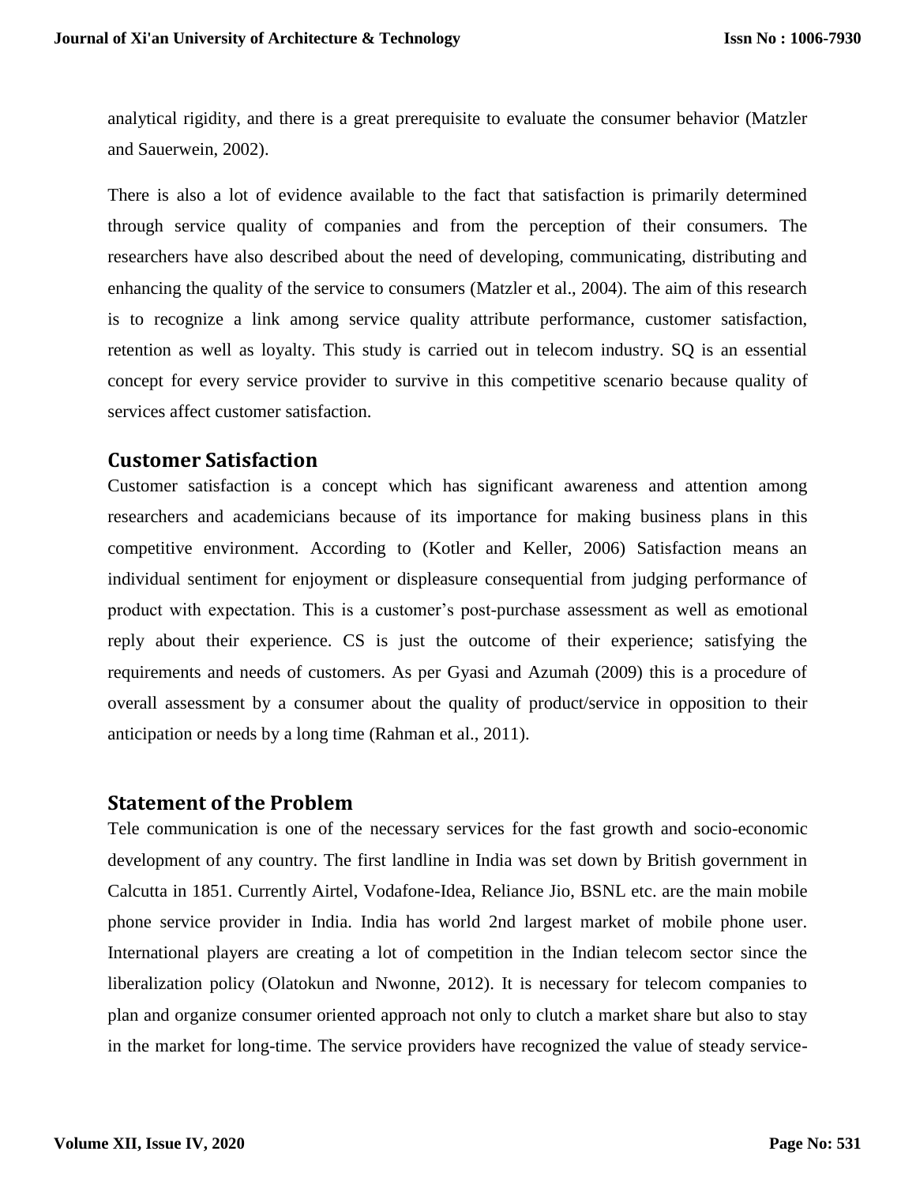analytical rigidity, and there is a great prerequisite to evaluate the consumer behavior (Matzler and Sauerwein, 2002).

There is also a lot of evidence available to the fact that satisfaction is primarily determined through service quality of companies and from the perception of their consumers. The researchers have also described about the need of developing, communicating, distributing and enhancing the quality of the service to consumers (Matzler et al., 2004). The aim of this research is to recognize a link among service quality attribute performance, customer satisfaction, retention as well as loyalty. This study is carried out in telecom industry. SQ is an essential concept for every service provider to survive in this competitive scenario because quality of services affect customer satisfaction.

## Customer Satisfaction

Customer satisfaction is a concept which has significant awareness and attention among researchers and academicians because of its importance for making business plans in this competitive environment. According to (Kotler and Keller, 2006) Satisfaction means an individual sentiment for enjoyment or displeasure consequential from judging performance of product with expectation. This is a customer's post-purchase assessment as well as emotional reply about their experience. CS is just the outcome of their experience; satisfying the requirements and needs of customers. As per Gyasi and Azumah (2009) this is a procedure of overall assessment by a consumer about the quality of product/service in opposition to their anticipation or needs by a long time (Rahman et al., 2011).

## Statement of the Problem

Tele communication is one of the necessary services for the fast growth and socio-economic development of any country. The first landline in India was set down by British government in Calcutta in 1851. Currently Airtel, Vodafone-Idea, Reliance Jio, BSNL etc. are the main mobile phone service provider in India. India has world 2nd largest market of mobile phone user. International players are creating a lot of competition in the Indian telecom sector since the liberalization policy (Olatokun and Nwonne, 2012). It is necessary for telecom companies to plan and organize consumer oriented approach not only to clutch a market share but also to stay in the market for long-time. The service providers have recognized the value of steady service-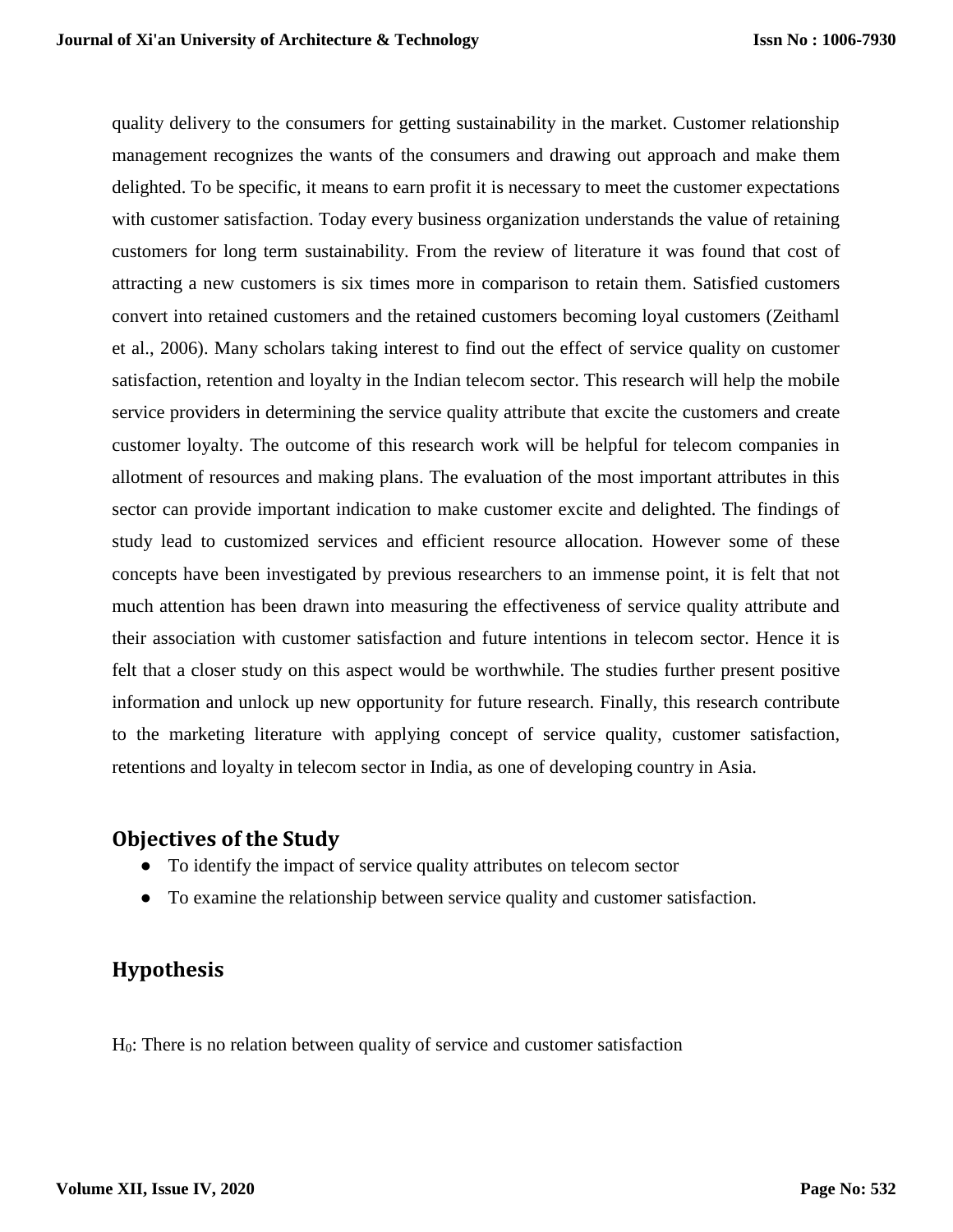quality delivery to the consumers for getting sustainability in the market. Customer relationship management recognizes the wants of the consumers and drawing out approach and make them delighted. To be specific, it means to earn profit it is necessary to meet the customer expectations with customer satisfaction. Today every business organization understands the value of retaining customers for long term sustainability. From the review of literature it was found that cost of attracting a new customers is six times more in comparison to retain them. Satisfied customers convert into retained customers and the retained customers becoming loyal customers (Zeithaml et al., 2006). Many scholars taking interest to find out the effect of service quality on customer satisfaction, retention and loyalty in the Indian telecom sector. This research will help the mobile service providers in determining the service quality attribute that excite the customers and create customer loyalty. The outcome of this research work will be helpful for telecom companies in allotment of resources and making plans. The evaluation of the most important attributes in this sector can provide important indication to make customer excite and delighted. The findings of study lead to customized services and efficient resource allocation. However some of these concepts have been investigated by previous researchers to an immense point, it is felt that not much attention has been drawn into measuring the effectiveness of service quality attribute and their association with customer satisfaction and future intentions in telecom sector. Hence it is felt that a closer study on this aspect would be worthwhile. The studies further present positive information and unlock up new opportunity for future research. Finally, this research contribute to the marketing literature with applying concept of service quality, customer satisfaction, retentions and loyalty in telecom sector in India, as one of developing country in Asia.

## Objectives of the Study

- To identify the impact of service quality attributes on telecom sector
- To examine the relationship between service quality and customer satisfaction.

## Hypothesis

$H_0$: There is no relation between quality of service and customer satisfaction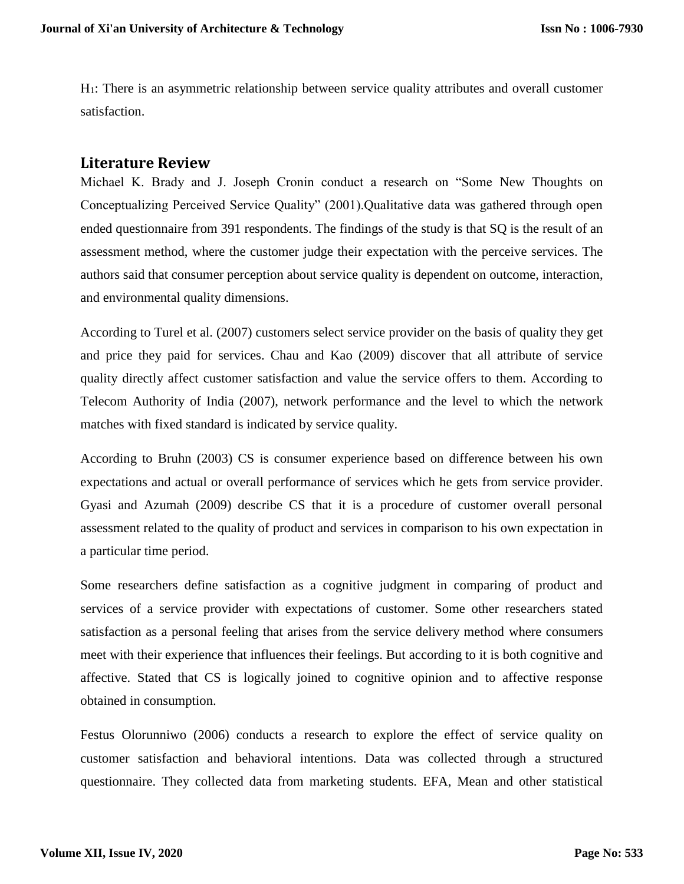$H_1$: There is an asymmetric relationship between service quality attributes and overall customer satisfaction.

## Literature Review

Michael K. Brady and J. Joseph Cronin conduct a research on "Some New Thoughts on Conceptualizing Perceived Service Quality" (2001).Qualitative data was gathered through open ended questionnaire from 391 respondents. The findings of the study is that SQ is the result of an assessment method, where the customer judge their expectation with the perceive services. The authors said that consumer perception about service quality is dependent on outcome, interaction, and environmental quality dimensions.

According to Turel et al. (2007) customers select service provider on the basis of quality they get and price they paid for services. Chau and Kao (2009) discover that all attribute of service quality directly affect customer satisfaction and value the service offers to them. According to Telecom Authority of India (2007), network performance and the level to which the network matches with fixed standard is indicated by service quality.

According to Bruhn (2003) CS is consumer experience based on difference between his own expectations and actual or overall performance of services which he gets from service provider. Gyasi and Azumah (2009) describe CS that it is a procedure of customer overall personal assessment related to the quality of product and services in comparison to his own expectation in a particular time period.

Some researchers define satisfaction as a cognitive judgment in comparing of product and services of a service provider with expectations of customer. Some other researchers stated satisfaction as a personal feeling that arises from the service delivery method where consumers meet with their experience that influences their feelings. But according to it is both cognitive and affective. Stated that CS is logically joined to cognitive opinion and to affective response obtained in consumption.

Festus Olorunniwo (2006) conducts a research to explore the effect of service quality on customer satisfaction and behavioral intentions. Data was collected through a structured questionnaire. They collected data from marketing students. EFA, Mean and other statistical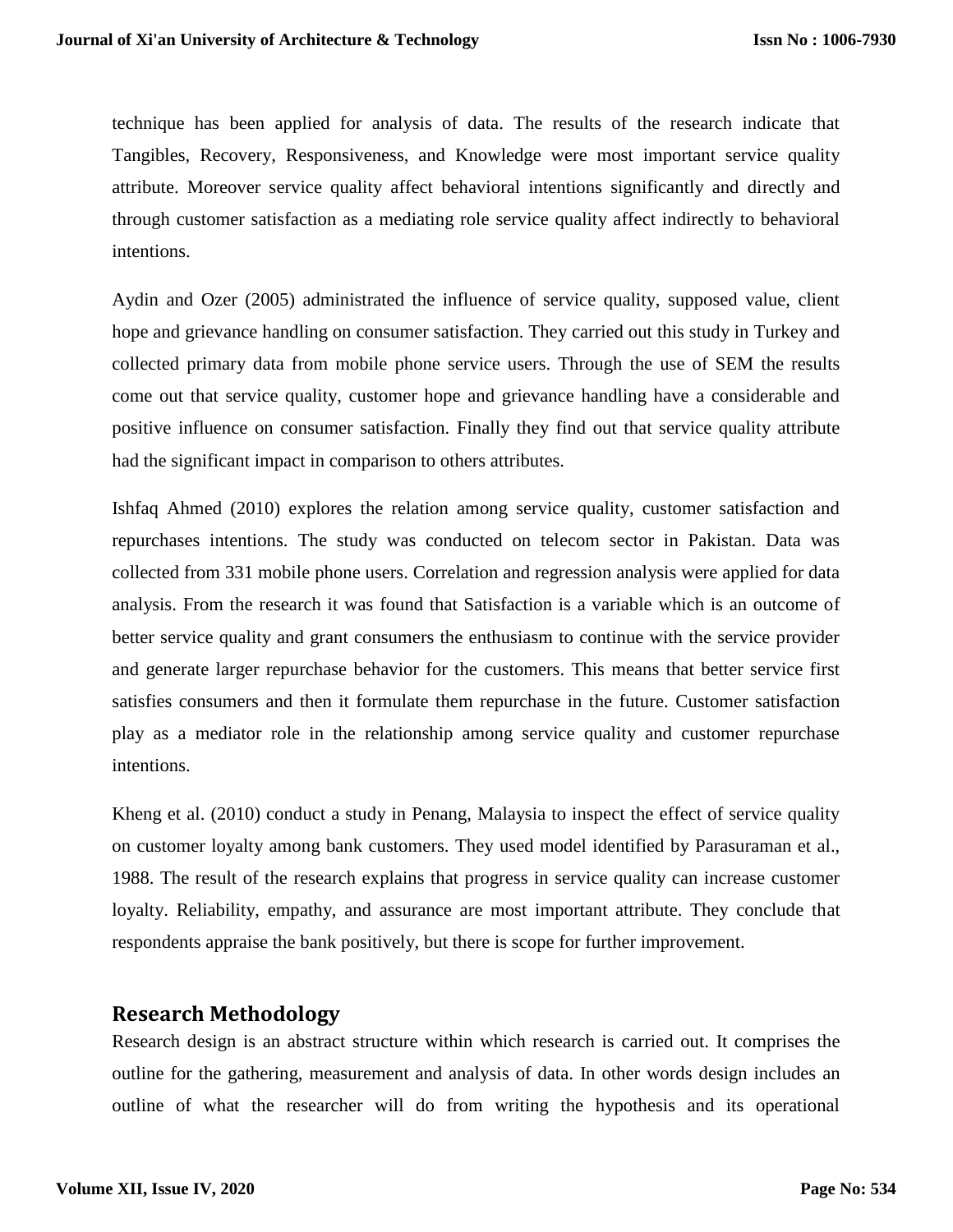technique has been applied for analysis of data. The results of the research indicate that Tangibles, Recovery, Responsiveness, and Knowledge were most important service quality attribute. Moreover service quality affect behavioral intentions significantly and directly and through customer satisfaction as a mediating role service quality affect indirectly to behavioral intentions.

Aydin and Ozer (2005) administrated the influence of service quality, supposed value, client hope and grievance handling on consumer satisfaction. They carried out this study in Turkey and collected primary data from mobile phone service users. Through the use of SEM the results come out that service quality, customer hope and grievance handling have a considerable and positive influence on consumer satisfaction. Finally they find out that service quality attribute had the significant impact in comparison to others attributes.

Ishfaq Ahmed (2010) explores the relation among service quality, customer satisfaction and repurchases intentions. The study was conducted on telecom sector in Pakistan. Data was collected from 331 mobile phone users. Correlation and regression analysis were applied for data analysis. From the research it was found that Satisfaction is a variable which is an outcome of better service quality and grant consumers the enthusiasm to continue with the service provider and generate larger repurchase behavior for the customers. This means that better service first satisfies consumers and then it formulate them repurchase in the future. Customer satisfaction play as a mediator role in the relationship among service quality and customer repurchase intentions.

Kheng et al. (2010) conduct a study in Penang, Malaysia to inspect the effect of service quality on customer loyalty among bank customers. They used model identified by Parasuraman et al., 1988. The result of the research explains that progress in service quality can increase customer loyalty. Reliability, empathy, and assurance are most important attribute. They conclude that respondents appraise the bank positively, but there is scope for further improvement.

## Research Methodology

Research design is an abstract structure within which research is carried out. It comprises the outline for the gathering, measurement and analysis of data. In other words design includes an outline of what the researcher will do from writing the hypothesis and its operational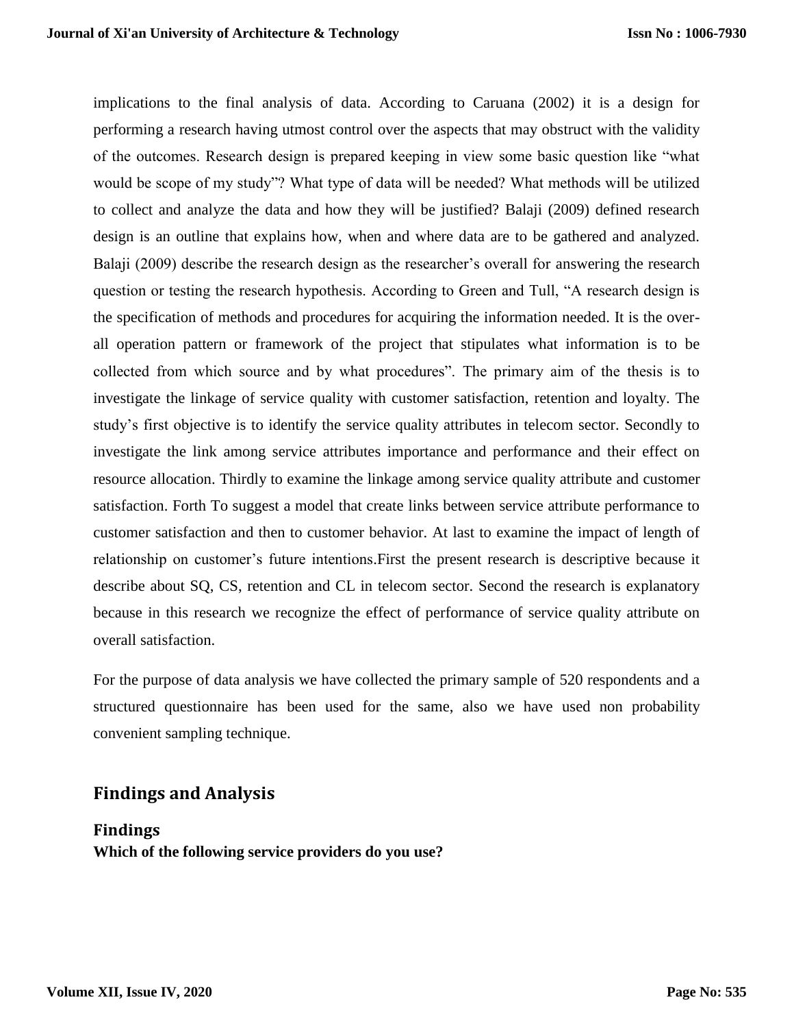implications to the final analysis of data. According to Caruana (2002) it is a design for performing a research having utmost control over the aspects that may obstruct with the validity of the outcomes. Research design is prepared keeping in view some basic question like "what would be scope of my study"? What type of data will be needed? What methods will be utilized to collect and analyze the data and how they will be justified? Balaji (2009) defined research design is an outline that explains how, when and where data are to be gathered and analyzed. Balaji (2009) describe the research design as the researcher's overall for answering the research question or testing the research hypothesis. According to Green and Tull, "A research design is the specification of methods and procedures for acquiring the information needed. It is the over-all operation pattern or framework of the project that stipulates what information is to be collected from which source and by what procedures". The primary aim of the thesis is to investigate the linkage of service quality with customer satisfaction, retention and loyalty. The study's first objective is to identify the service quality attributes in telecom sector. Secondly to investigate the link among service attributes importance and performance and their effect on resource allocation. Thirdly to examine the linkage among service quality attribute and customer satisfaction. Forth To suggest a model that create links between service attribute performance to customer satisfaction and then to customer behavior. At last to examine the impact of length of relationship on customer's future intentions.First the present research is descriptive because it describe about SQ, CS, retention and CL in telecom sector. Second the research is explanatory because in this research we recognize the effect of performance of service quality attribute on overall satisfaction.

For the purpose of data analysis we have collected the primary sample of 520 respondents and a structured questionnaire has been used for the same, also we have used non probability convenient sampling technique.

## Findings and Analysis

### Findings

**Which of the following service providers do you use?**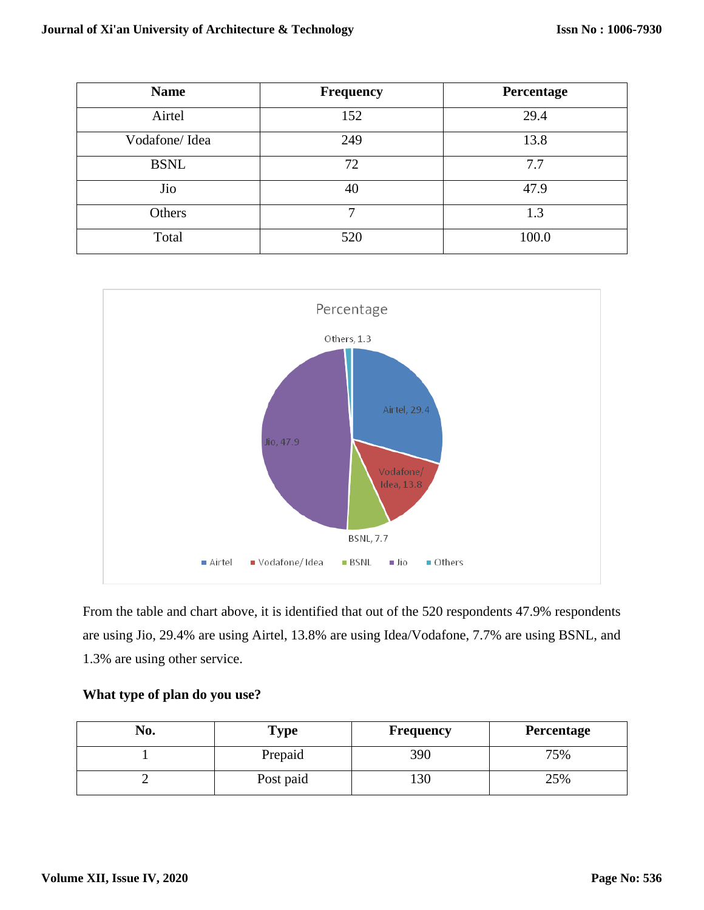| Name | Frequency | Percentage |
|---|---|---|
| Airtel | 152 | 29.4 |
| Vodafone/ Idea | 249 | 13.8 |
| BSNL | 72 | 7.7 |
| Jio | 40 | 47.9 |
| Others | 7 | 1.3 |
| Total | 520 | 100.0 |

From the table and chart above, it is identified that out of the 520 respondents 47.9% respondents are using Jio, 29.4% are using Airtel, 13.8% are using Idea/Vodafone, 7.7% are using BSNL, and 1.3% are using other service.

**What type of plan do you use?**

| No. | Type | Frequency | Percentage |
|---|---|---|---|
| 1 | Prepaid | 390 | 75% |
| 2 | Post paid | 130 | 25% |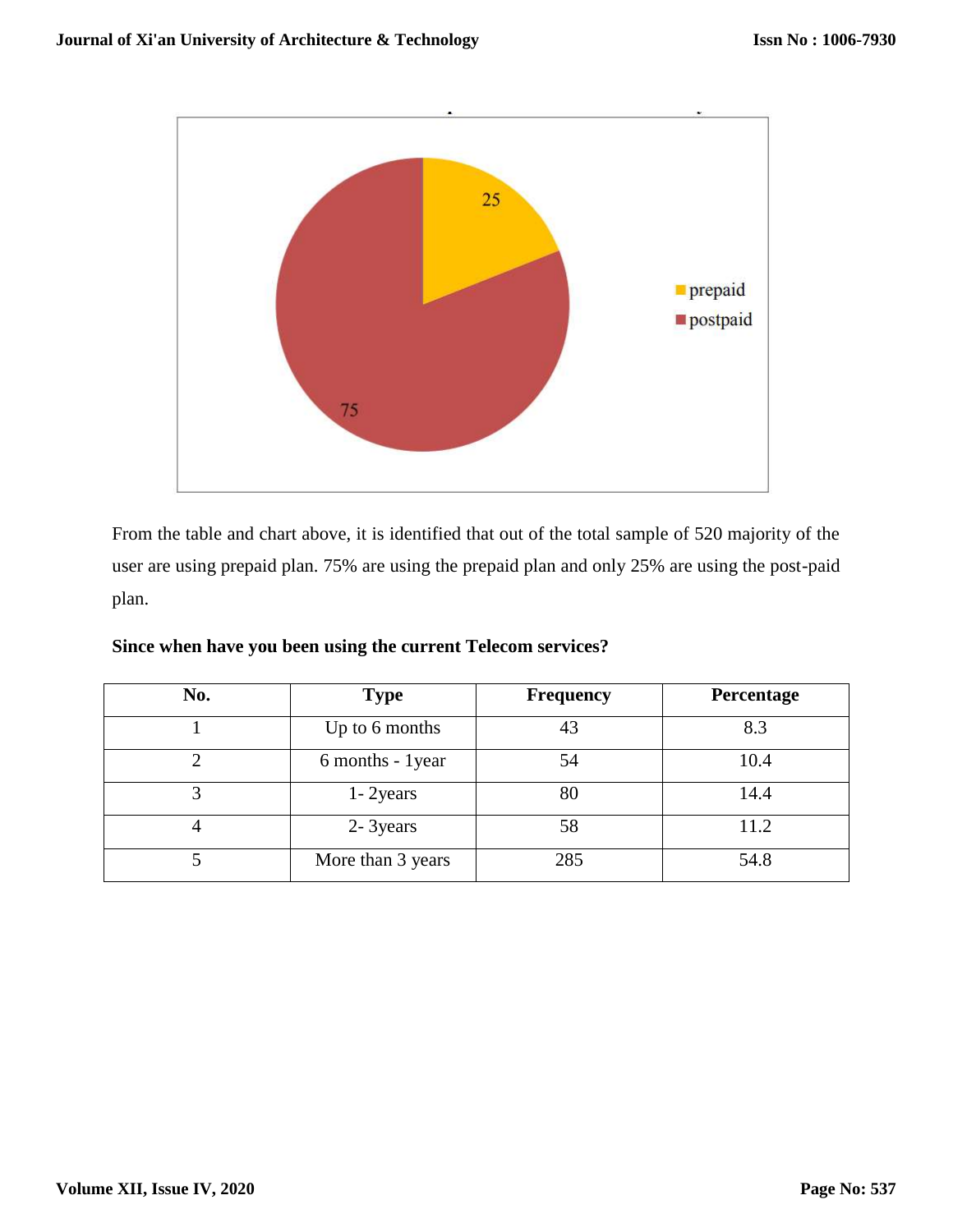From the table and chart above, it is identified that out of the total sample of 520 majority of the user are using prepaid plan. 75% are using the prepaid plan and only 25% are using the post-paid plan.

**Since when have you been using the current Telecom services?**

| No. | Type | Frequency | Percentage |
|---|---|---|---|
| 1 | Up to 6 months | 43 | 8.3 |
| 2 | 6 months - 1year | 54 | 10.4 |
| 3 | 1- 2years | 80 | 14.4 |
| 4 | 2- 3years | 58 | 11.2 |
| 5 | More than 3 years | 285 | 54.8 |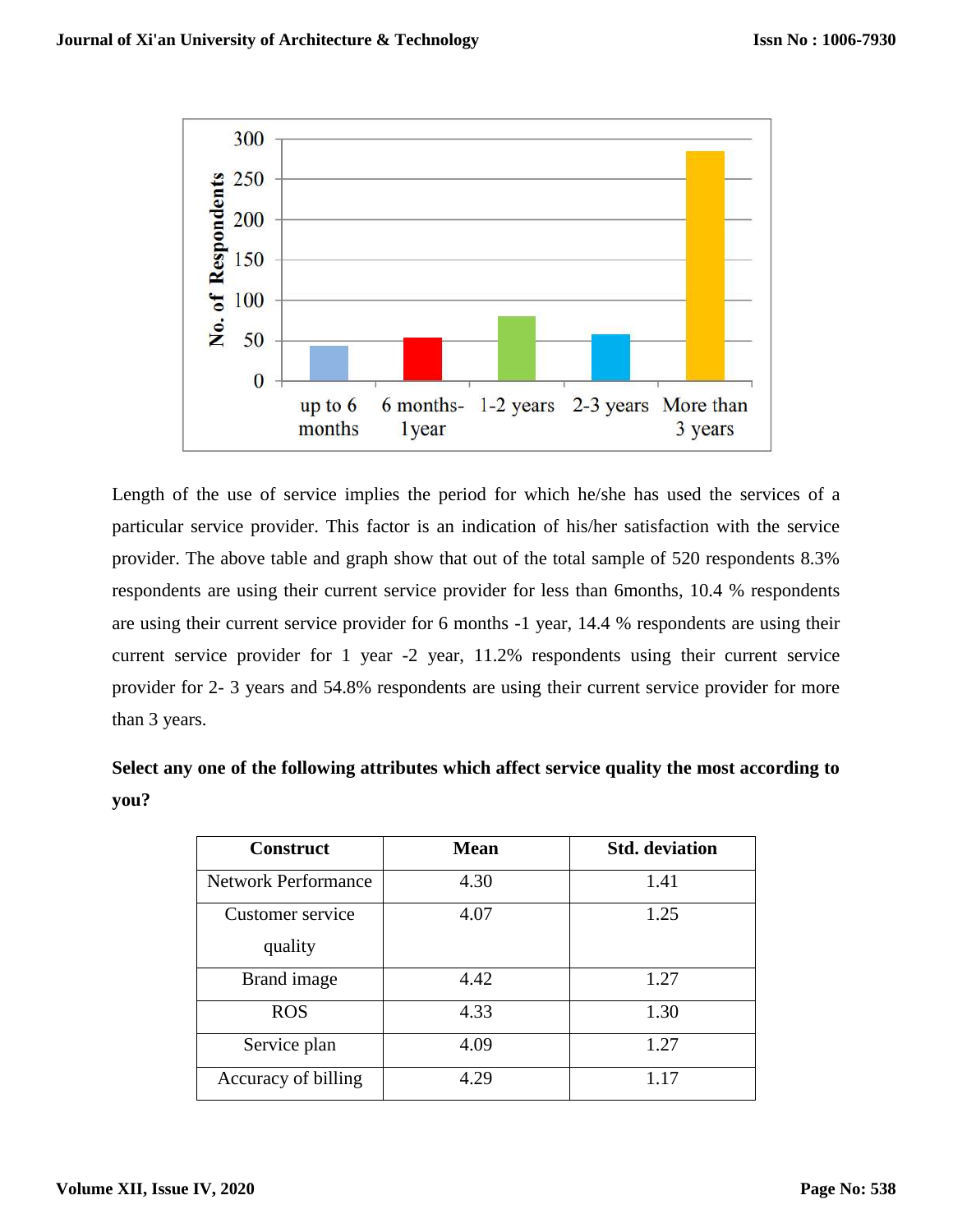Length of the use of service implies the period for which he/she has used the services of a particular service provider. This factor is an indication of his/her satisfaction with the service provider. The above table and graph show that out of the total sample of 520 respondents 8.3% respondents are using their current service provider for less than 6months, 10.4 % respondents are using their current service provider for 6 months -1 year, 14.4 % respondents are using their current service provider for 1 year -2 year, 11.2% respondents using their current service provider for 2- 3 years and 54.8% respondents are using their current service provider for more than 3 years.

**Select any one of the following attributes which affect service quality the most according to you?**

| Construct | Mean | Std. deviation |
|---|---|---|
| Network Performance | 4.30 | 1.41 |
| Customer service quality | 4.07 | 1.25 |
| Brand image | 4.42 | 1.27 |
| ROS | 4.33 | 1.30 |
| Service plan | 4.09 | 1.27 |
| Accuracy of billing | 4.29 | 1.17 |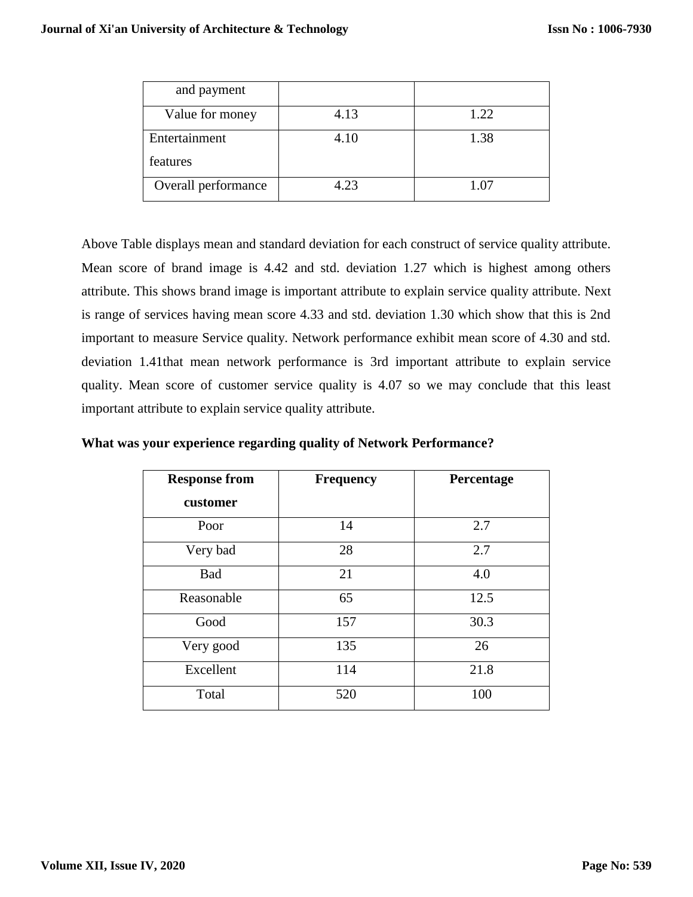| and payment | | |
|---|---|---|
| Value for money | 4.13 | 1.22 |
| Entertainment features | 4.10 | 1.38 |
| Overall performance | 4.23 | 1.07 |

Above Table displays mean and standard deviation for each construct of service quality attribute. Mean score of brand image is 4.42 and std. deviation 1.27 which is highest among others attribute. This shows brand image is important attribute to explain service quality attribute. Next is range of services having mean score 4.33 and std. deviation 1.30 which show that this is 2nd important to measure Service quality. Network performance exhibit mean score of 4.30 and std. deviation 1.41that mean network performance is 3rd important attribute to explain service quality. Mean score of customer service quality is 4.07 so we may conclude that this least important attribute to explain service quality attribute.

**What was your experience regarding quality of Network Performance?**

| **Response from customer** | **Frequency** | **Percentage** |
|---|---|---|
| Poor | 14 | 2.7 |
| Very bad | 28 | 2.7 |
| Bad | 21 | 4.0 |
| Reasonable | 65 | 12.5 |
| Good | 157 | 30.3 |
| Very good | 135 | 26 |
| Excellent | 114 | 21.8 |
| Total | 520 | 100 |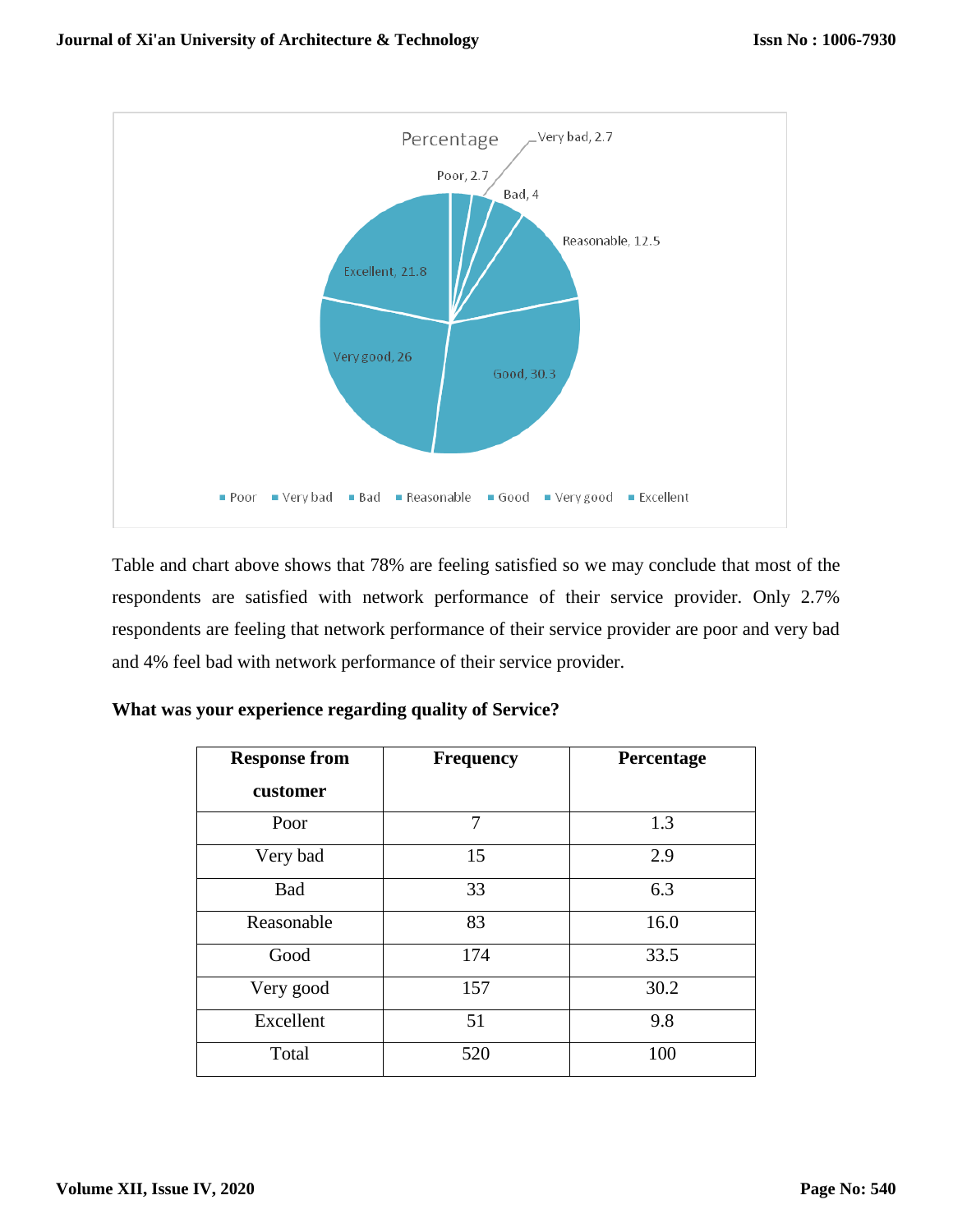Table and chart above shows that 78% are feeling satisfied so we may conclude that most of the respondents are satisfied with network performance of their service provider. Only 2.7% respondents are feeling that network performance of their service provider are poor and very bad and 4% feel bad with network performance of their service provider.

**What was your experience regarding quality of Service?**

| Response from customer | Frequency | Percentage |
|---|---|---|
| Poor | 7 | 1.3 |
| Very bad | 15 | 2.9 |
| Bad | 33 | 6.3 |
| Reasonable | 83 | 16.0 |
| Good | 174 | 33.5 |
| Very good | 157 | 30.2 |
| Excellent | 51 | 9.8 |
| Total | 520 | 100 |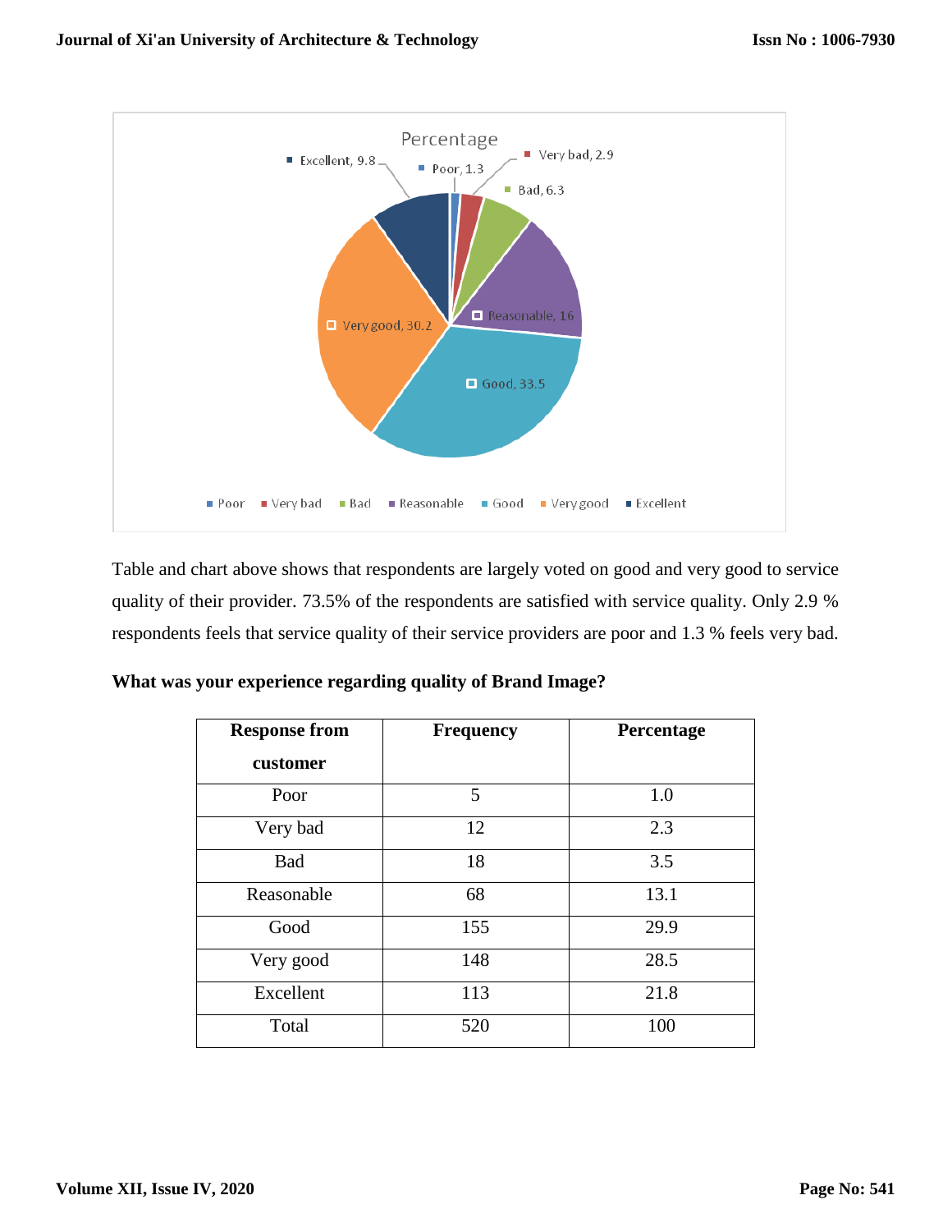Table and chart above shows that respondents are largely voted on good and very good to service quality of their provider. 73.5% of the respondents are satisfied with service quality. Only 2.9 % respondents feels that service quality of their service providers are poor and 1.3 % feels very bad.

**What was your experience regarding quality of Brand Image?**

| Response from customer | Frequency | Percentage |
|---|---|---|
| Poor | 5 | 1.0 |
| Very bad | 12 | 2.3 |
| Bad | 18 | 3.5 |
| Reasonable | 68 | 13.1 |
| Good | 155 | 29.9 |
| Very good | 148 | 28.5 |
| Excellent | 113 | 21.8 |
| Total | 520 | 100 |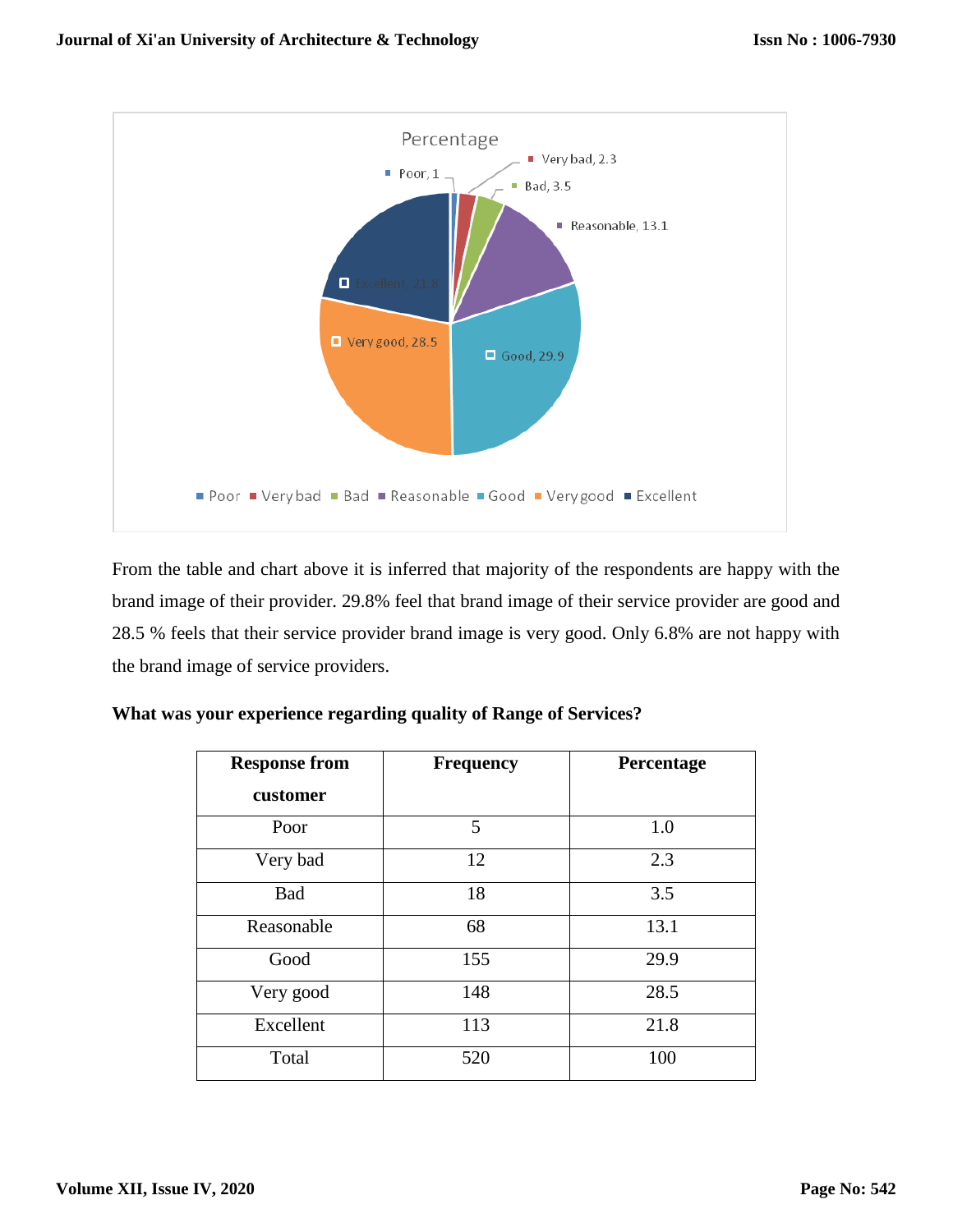From the table and chart above it is inferred that majority of the respondents are happy with the brand image of their provider. 29.8% feel that brand image of their service provider are good and 28.5 % feels that their service provider brand image is very good. Only 6.8% are not happy with the brand image of service providers.

**What was your experience regarding quality of Range of Services?**

| Response from customer | Frequency | Percentage |
|---|---|---|
| Poor | 5 | 1.0 |
| Very bad | 12 | 2.3 |
| Bad | 18 | 3.5 |
| Reasonable | 68 | 13.1 |
| Good | 155 | 29.9 |
| Very good | 148 | 28.5 |
| Excellent | 113 | 21.8 |
| Total | 520 | 100 |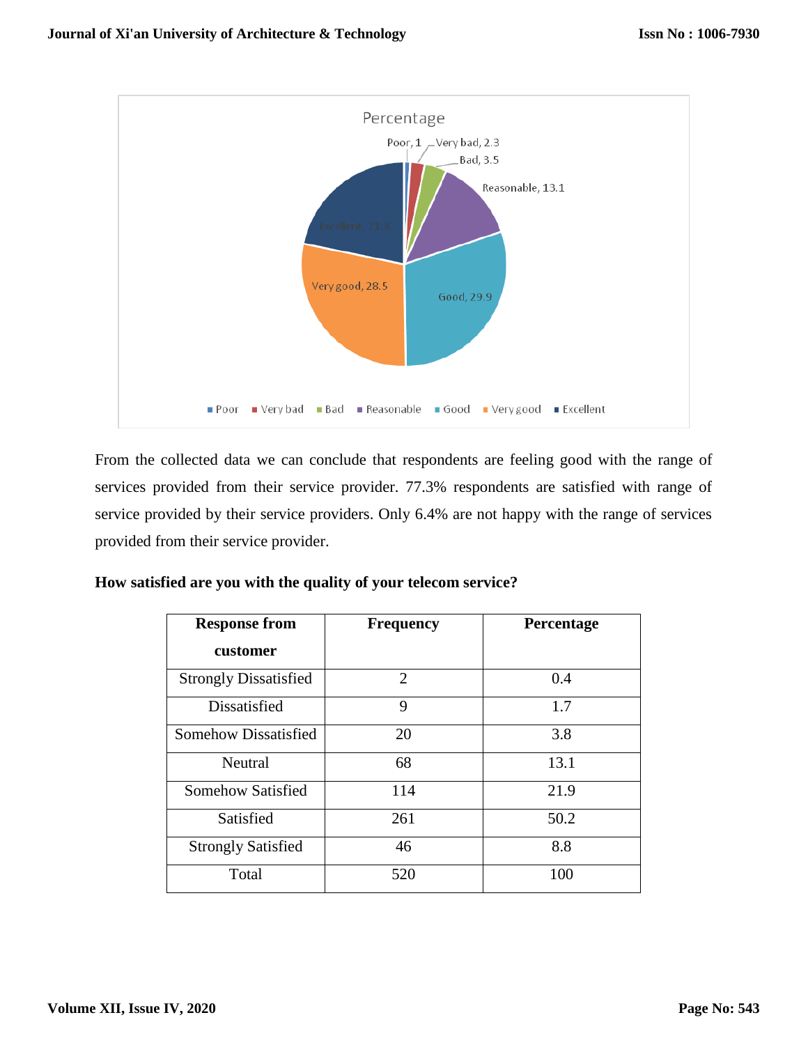From the collected data we can conclude that respondents are feeling good with the range of services provided from their service provider. 77.3% respondents are satisfied with range of service provided by their service providers. Only 6.4% are not happy with the range of services provided from their service provider.

**How satisfied are you with the quality of your telecom service?**

| Response from customer | Frequency | Percentage |
|---|---|---|
| Strongly Dissatisfied | 2 | 0.4 |
| Dissatisfied | 9 | 1.7 |
| Somehow Dissatisfied | 20 | 3.8 |
| Neutral | 68 | 13.1 |
| Somehow Satisfied | 114 | 21.9 |
| Satisfied | 261 | 50.2 |
| Strongly Satisfied | 46 | 8.8 |
| Total | 520 | 100 |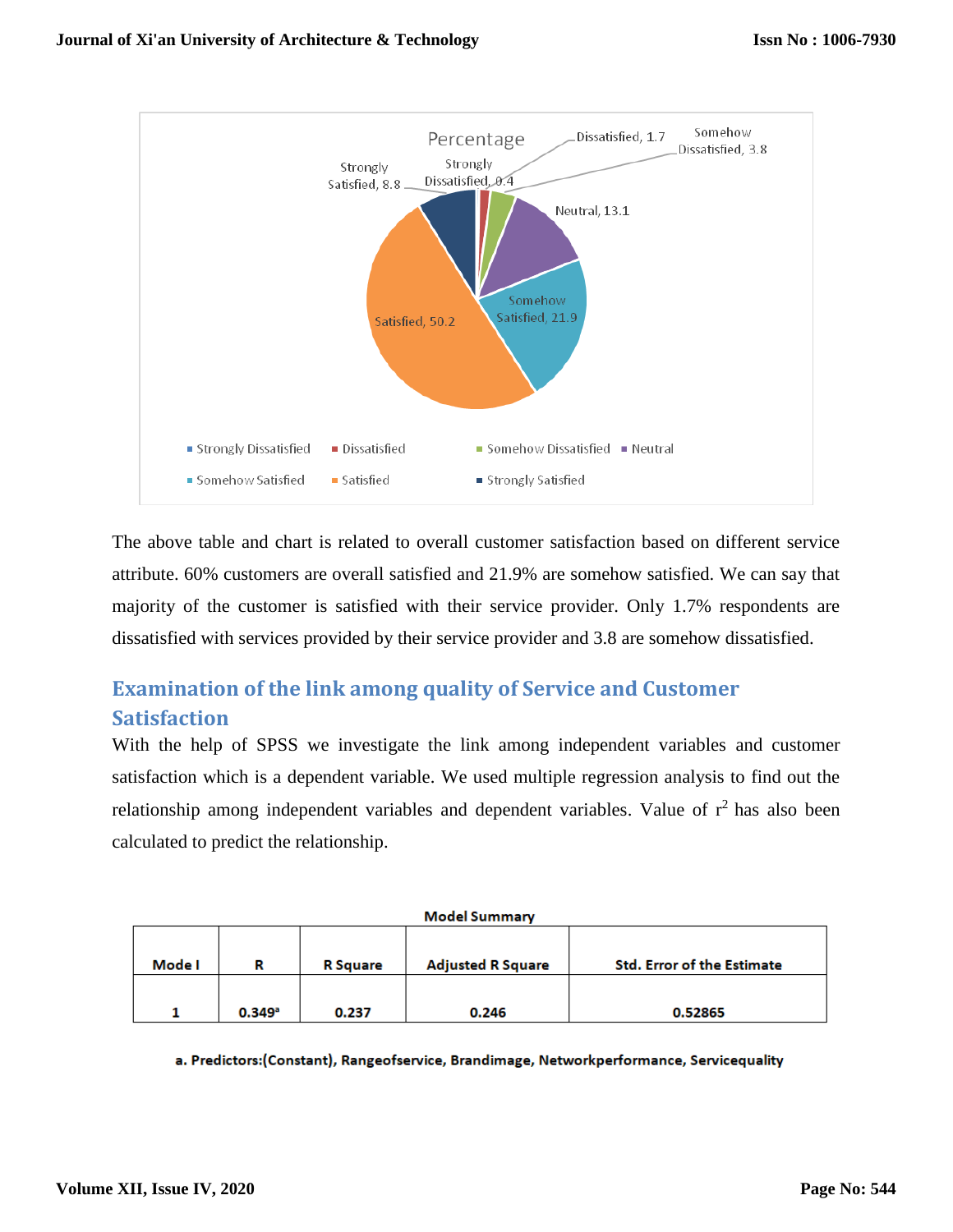The above table and chart is related to overall customer satisfaction based on different service attribute. 60% customers are overall satisfied and 21.9% are somehow satisfied. We can say that majority of the customer is satisfied with their service provider. Only 1.7% respondents are dissatisfied with services provided by their service provider and 3.8 are somehow dissatisfied.

## Examination of the link among quality of Service and Customer Satisfaction

With the help of SPSS we investigate the link among independent variables and customer satisfaction which is a dependent variable. We used multiple regression analysis to find out the relationship among independent variables and dependent variables. Value of $r^2$ has also been calculated to predict the relationship.

**Model Summary**

| Mode l | R | R Square | Adjusted R Square | Std. Error of the Estimate |
|---|---|---|---|---|
| 1 | 0.349[a] | 0.237 | 0.246 | 0.52865 |

a. Predictors:(Constant), Rangeofservice, Brandimage, Networkperformance, Servicequality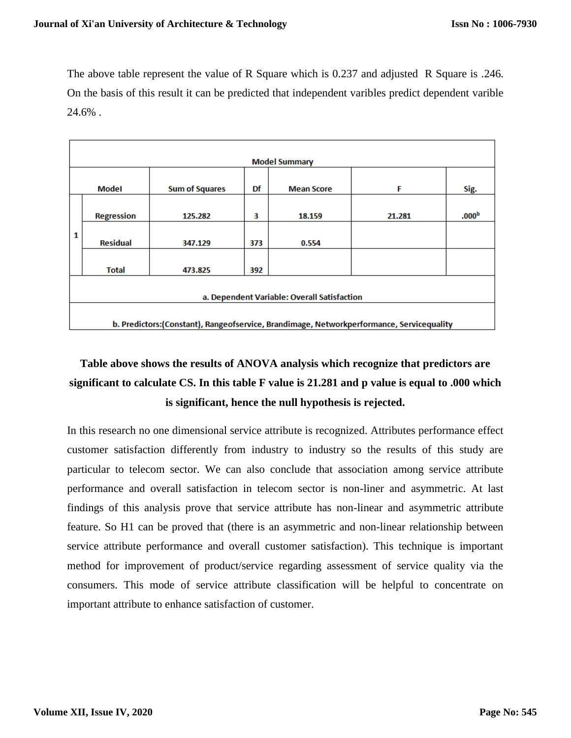The above table represent the value of R Square which is 0.237 and adjusted R Square is .246. On the basis of this result it can be predicted that independent varibles predict dependent varible 24.6% .

| Model Summary | | | | | | |
|---|---|---|---|---|---|---|
| Model | | Sum of Squares | Df | Mean Score | F | Sig. |
| 1 | Regression | 125.282 | 3 | 18.159 | 21.281 | .000[b] |
| | Residual | 347.129 | 373 | 0.554 | | |
| | Total | 473.825 | 392 | | | |
| a. Dependent Variable: Overall Satisfaction | | | | | | |
| b. Predictors:(Constant), Rangeofservice, Brandimage, Networkperformance, Servicequality | | | | | | |

**Table above shows the results of ANOVA analysis which recognize that predictors are significant to calculate CS. In this table F value is 21.281 and p value is equal to .000 which is significant, hence the null hypothesis is rejected.**

In this research no one dimensional service attribute is recognized. Attributes performance effect customer satisfaction differently from industry to industry so the results of this study are particular to telecom sector. We can also conclude that association among service attribute performance and overall satisfaction in telecom sector is non-liner and asymmetric. At last findings of this analysis prove that service attribute has non-linear and asymmetric attribute feature. So H1 can be proved that (there is an asymmetric and non-linear relationship between service attribute performance and overall customer satisfaction). This technique is important method for improvement of product/service regarding assessment of service quality via the consumers. This mode of service attribute classification will be helpful to concentrate on important attribute to enhance satisfaction of customer.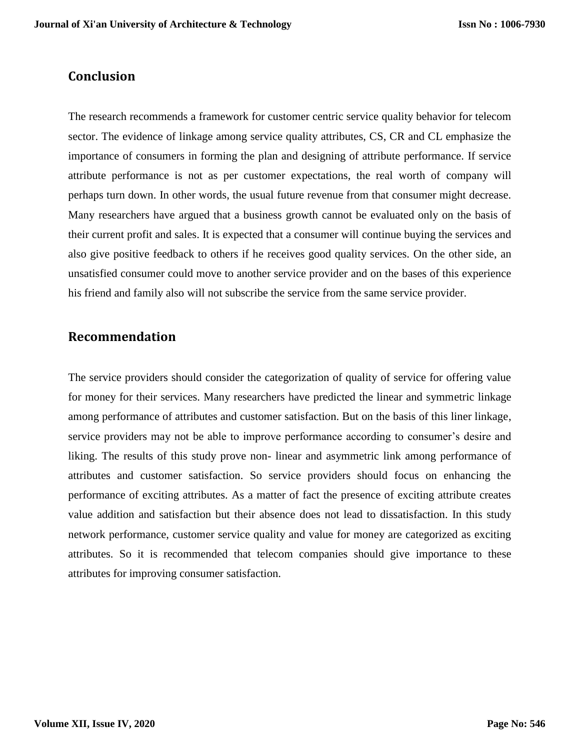## Conclusion

The research recommends a framework for customer centric service quality behavior for telecom sector. The evidence of linkage among service quality attributes, CS, CR and CL emphasize the importance of consumers in forming the plan and designing of attribute performance. If service attribute performance is not as per customer expectations, the real worth of company will perhaps turn down. In other words, the usual future revenue from that consumer might decrease. Many researchers have argued that a business growth cannot be evaluated only on the basis of their current profit and sales. It is expected that a consumer will continue buying the services and also give positive feedback to others if he receives good quality services. On the other side, an unsatisfied consumer could move to another service provider and on the bases of this experience his friend and family also will not subscribe the service from the same service provider.

## Recommendation

The service providers should consider the categorization of quality of service for offering value for money for their services. Many researchers have predicted the linear and symmetric linkage among performance of attributes and customer satisfaction. But on the basis of this liner linkage, service providers may not be able to improve performance according to consumer's desire and liking. The results of this study prove non- linear and asymmetric link among performance of attributes and customer satisfaction. So service providers should focus on enhancing the performance of exciting attributes. As a matter of fact the presence of exciting attribute creates value addition and satisfaction but their absence does not lead to dissatisfaction. In this study network performance, customer service quality and value for money are categorized as exciting attributes. So it is recommended that telecom companies should give importance to these attributes for improving consumer satisfaction.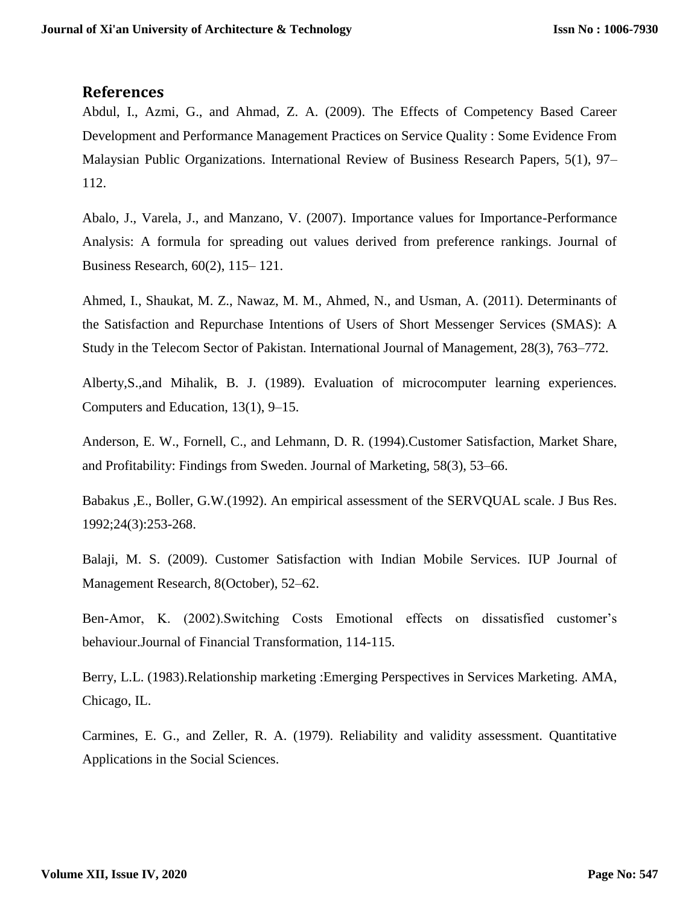## References

Abdul, I., Azmi, G., and Ahmad, Z. A. (2009). The Effects of Competency Based Career Development and Performance Management Practices on Service Quality : Some Evidence From Malaysian Public Organizations. International Review of Business Research Papers, 5(1), 97–112.

Abalo, J., Varela, J., and Manzano, V. (2007). Importance values for Importance-Performance Analysis: A formula for spreading out values derived from preference rankings. Journal of Business Research, 60(2), 115– 121.

Ahmed, I., Shaukat, M. Z., Nawaz, M. M., Ahmed, N., and Usman, A. (2011). Determinants of the Satisfaction and Repurchase Intentions of Users of Short Messenger Services (SMAS): A Study in the Telecom Sector of Pakistan. International Journal of Management, 28(3), 763–772.

Alberty,S.,and Mihalik, B. J. (1989). Evaluation of microcomputer learning experiences. Computers and Education, 13(1), 9–15.

Anderson, E. W., Fornell, C., and Lehmann, D. R. (1994).Customer Satisfaction, Market Share, and Profitability: Findings from Sweden. Journal of Marketing, 58(3), 53–66.

Babakus ,E., Boller, G.W.(1992). An empirical assessment of the SERVQUAL scale. J Bus Res. 1992;24(3):253-268.

Balaji, M. S. (2009). Customer Satisfaction with Indian Mobile Services. IUP Journal of Management Research, 8(October), 52–62.

Ben-Amor, K. (2002).Switching Costs Emotional effects on dissatisfied customer's behaviour.Journal of Financial Transformation, 114-115.

Berry, L.L. (1983).Relationship marketing :Emerging Perspectives in Services Marketing. AMA, Chicago, IL.

Carmines, E. G., and Zeller, R. A. (1979). Reliability and validity assessment. Quantitative Applications in the Social Sciences.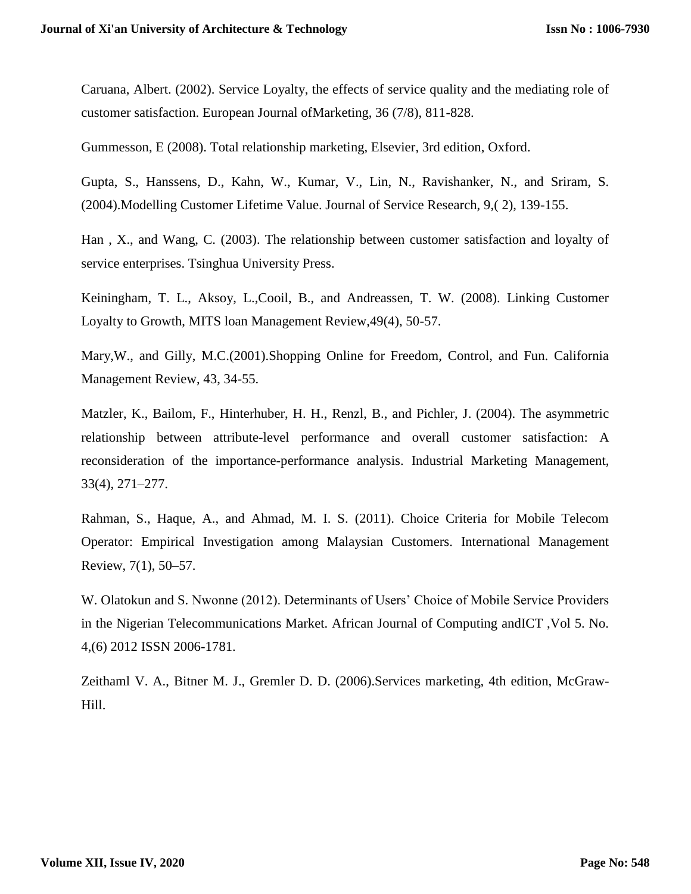Caruana, Albert. (2002). Service Loyalty, the effects of service quality and the mediating role of customer satisfaction. European Journal ofMarketing, 36 (7/8), 811-828.

Gummesson, E (2008). Total relationship marketing, Elsevier, 3rd edition, Oxford.

Gupta, S., Hanssens, D., Kahn, W., Kumar, V., Lin, N., Ravishanker, N., and Sriram, S. (2004).Modelling Customer Lifetime Value. Journal of Service Research, 9,( 2), 139-155.

Han , X., and Wang, C. (2003). The relationship between customer satisfaction and loyalty of service enterprises. Tsinghua University Press.

Keiningham, T. L., Aksoy, L.,Cooil, B., and Andreassen, T. W. (2008). Linking Customer Loyalty to Growth, MITS loan Management Review,49(4), 50-57.

Mary,W., and Gilly, M.C.(2001).Shopping Online for Freedom, Control, and Fun. California Management Review, 43, 34-55.

Matzler, K., Bailom, F., Hinterhuber, H. H., Renzl, B., and Pichler, J. (2004). The asymmetric relationship between attribute-level performance and overall customer satisfaction: A reconsideration of the importance-performance analysis. Industrial Marketing Management, 33(4), 271–277.

Rahman, S., Haque, A., and Ahmad, M. I. S. (2011). Choice Criteria for Mobile Telecom Operator: Empirical Investigation among Malaysian Customers. International Management Review, 7(1), 50–57.

W. Olatokun and S. Nwonne (2012). Determinants of Users' Choice of Mobile Service Providers in the Nigerian Telecommunications Market. African Journal of Computing andICT ,Vol 5. No. 4,(6) 2012 ISSN 2006-1781.

Zeithaml V. A., Bitner M. J., Gremler D. D. (2006).Services marketing, 4th edition, McGraw-Hill.